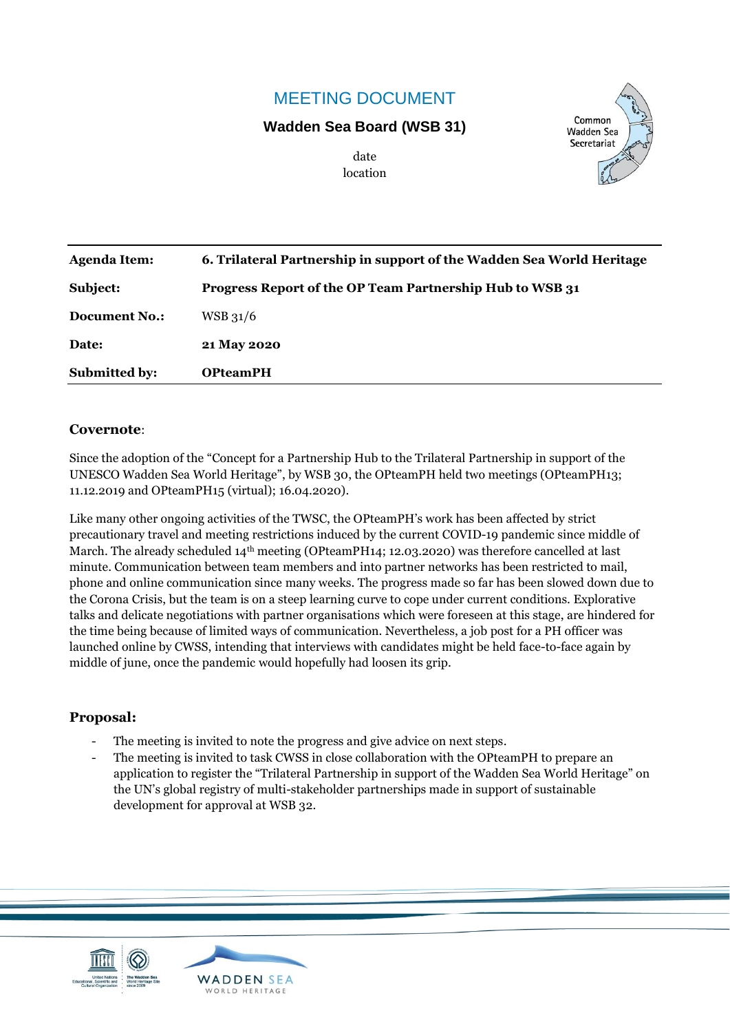# MEETING DOCUMENT

**Wadden Sea Board (WSB 31)**

date
location

| | |
|---|---|
| **Agenda Item:** | **6. Trilateral Partnership in support of the Wadden Sea World Heritage** |
| **Subject:** | **Progress Report of the OP Team Partnership Hub to WSB 31** |
| **Document No.:** | WSB 31/6 |
| **Date:** | **21 May 2020** |
| **Submitted by:** | **OPteamPH** |

## Covernote:

Since the adoption of the "Concept for a Partnership Hub to the Trilateral Partnership in support of the UNESCO Wadden Sea World Heritage", by WSB 30, the OPteamPH held two meetings (OPteamPH13; 11.12.2019 and OPteamPH15 (virtual); 16.04.2020).

Like many other ongoing activities of the TWSC, the OPteamPH's work has been affected by strict precautionary travel and meeting restrictions induced by the current COVID-19 pandemic since middle of March. The already scheduled 14th meeting (OPteamPH14; 12.03.2020) was therefore cancelled at last minute. Communication between team members and into partner networks has been restricted to mail, phone and online communication since many weeks. The progress made so far has been slowed down due to the Corona Crisis, but the team is on a steep learning curve to cope under current conditions. Explorative talks and delicate negotiations with partner organisations which were foreseen at this stage, are hindered for the time being because of limited ways of communication. Nevertheless, a job post for a PH officer was launched online by CWSS, intending that interviews with candidates might be held face-to-face again by middle of june, once the pandemic would hopefully had loosen its grip.

## Proposal:

- The meeting is invited to note the progress and give advice on next steps.
- The meeting is invited to task CWSS in close collaboration with the OPteamPH to prepare an application to register the "Trilateral Partnership in support of the Wadden Sea World Heritage" on the UN's global registry of multi-stakeholder partnerships made in support of sustainable development for approval at WSB 32.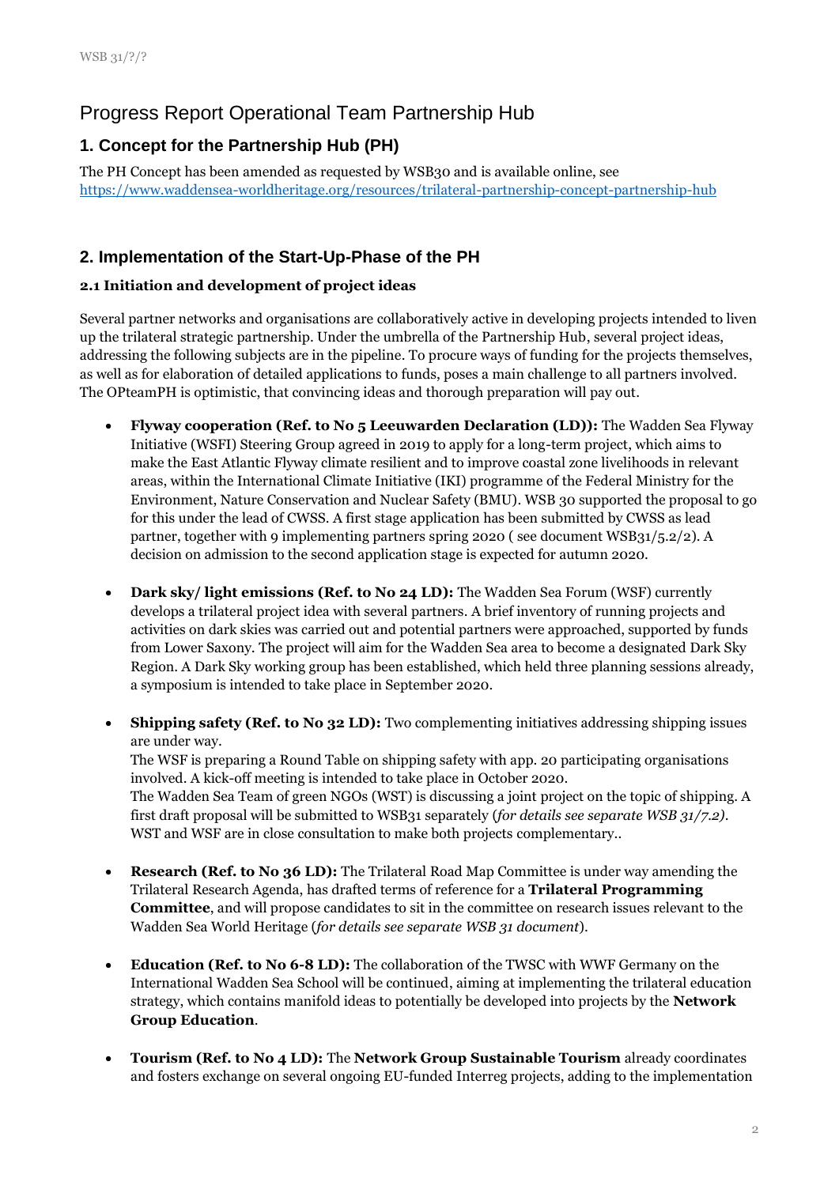# Progress Report Operational Team Partnership Hub

## 1. Concept for the Partnership Hub (PH)

The PH Concept has been amended as requested by WSB30 and is available online, see https://www.waddensea-worldheritage.org/resources/trilateral-partnership-concept-partnership-hub

## 2. Implementation of the Start-Up-Phase of the PH

### 2.1 Initiation and development of project ideas

Several partner networks and organisations are collaboratively active in developing projects intended to liven up the trilateral strategic partnership. Under the umbrella of the Partnership Hub, several project ideas, addressing the following subjects are in the pipeline. To procure ways of funding for the projects themselves, as well as for elaboration of detailed applications to funds, poses a main challenge to all partners involved. The OPteamPH is optimistic, that convincing ideas and thorough preparation will pay out.

- **Flyway cooperation (Ref. to No 5 Leeuwarden Declaration (LD)):** The Wadden Sea Flyway Initiative (WSFI) Steering Group agreed in 2019 to apply for a long-term project, which aims to make the East Atlantic Flyway climate resilient and to improve coastal zone livelihoods in relevant areas, within the International Climate Initiative (IKI) programme of the Federal Ministry for the Environment, Nature Conservation and Nuclear Safety (BMU). WSB 30 supported the proposal to go for this under the lead of CWSS. A first stage application has been submitted by CWSS as lead partner, together with 9 implementing partners spring 2020 ( see document WSB31/5.2/2). A decision on admission to the second application stage is expected for autumn 2020.

- **Dark sky/ light emissions (Ref. to No 24 LD):** The Wadden Sea Forum (WSF) currently develops a trilateral project idea with several partners. A brief inventory of running projects and activities on dark skies was carried out and potential partners were approached, supported by funds from Lower Saxony. The project will aim for the Wadden Sea area to become a designated Dark Sky Region. A Dark Sky working group has been established, which held three planning sessions already, a symposium is intended to take place in September 2020.

- **Shipping safety (Ref. to No 32 LD):** Two complementing initiatives addressing shipping issues are under way.
  The WSF is preparing a Round Table on shipping safety with app. 20 participating organisations involved. A kick-off meeting is intended to take place in October 2020.
  The Wadden Sea Team of green NGOs (WST) is discussing a joint project on the topic of shipping. A first draft proposal will be submitted to WSB31 separately (*for details see separate WSB 31/7.2)*. WST and WSF are in close consultation to make both projects complementary..

- **Research (Ref. to No 36 LD):** The Trilateral Road Map Committee is under way amending the Trilateral Research Agenda, has drafted terms of reference for a **Trilateral Programming Committee**, and will propose candidates to sit in the committee on research issues relevant to the Wadden Sea World Heritage (*for details see separate WSB 31 document*).

- **Education (Ref. to No 6-8 LD):** The collaboration of the TWSC with WWF Germany on the International Wadden Sea School will be continued, aiming at implementing the trilateral education strategy, which contains manifold ideas to potentially be developed into projects by the **Network Group Education**.

- **Tourism (Ref. to No 4 LD):** The **Network Group Sustainable Tourism** already coordinates and fosters exchange on several ongoing EU-funded Interreg projects, adding to the implementation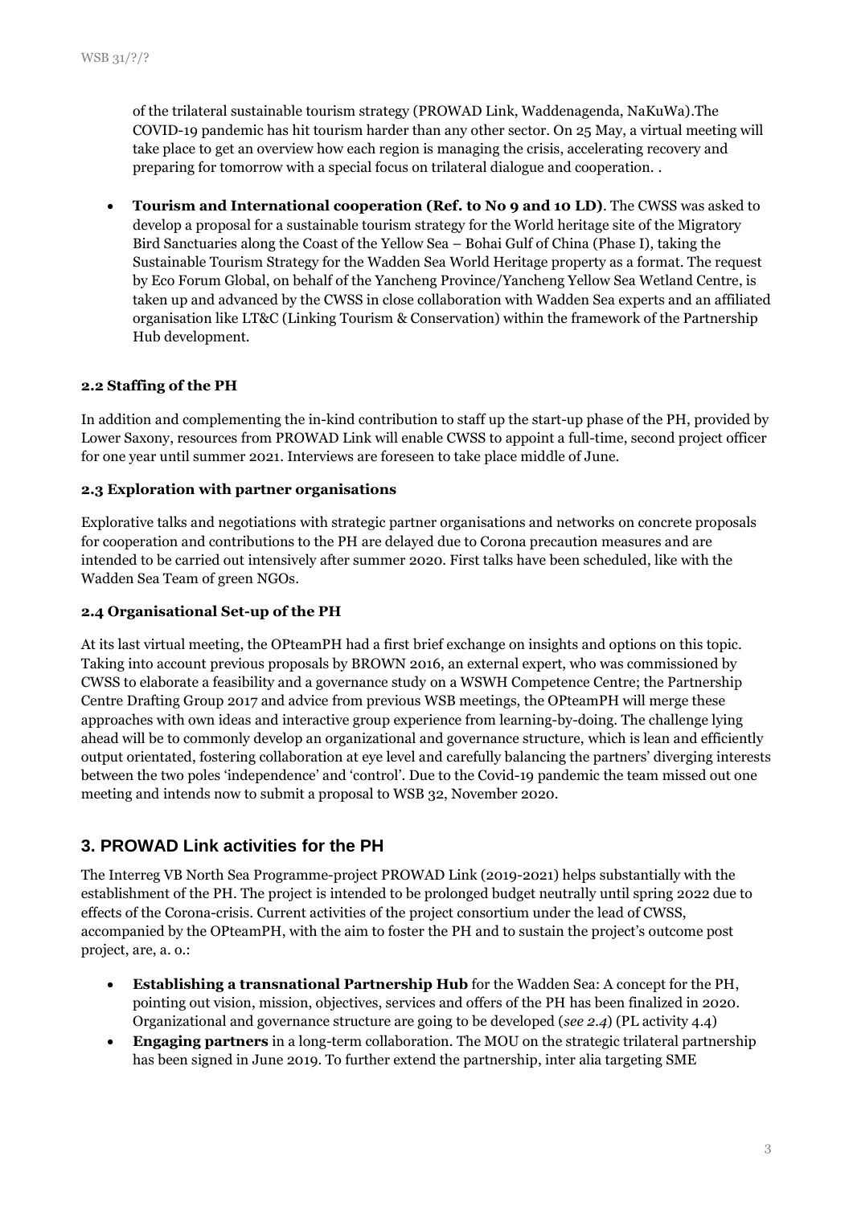of the trilateral sustainable tourism strategy (PROWAD Link, Waddenagenda, NaKuWa).The COVID-19 pandemic has hit tourism harder than any other sector. On 25 May, a virtual meeting will take place to get an overview how each region is managing the crisis, accelerating recovery and preparing for tomorrow with a special focus on trilateral dialogue and cooperation. .

- **Tourism and International cooperation (Ref. to No 9 and 10 LD)**. The CWSS was asked to develop a proposal for a sustainable tourism strategy for the World heritage site of the Migratory Bird Sanctuaries along the Coast of the Yellow Sea – Bohai Gulf of China (Phase I), taking the Sustainable Tourism Strategy for the Wadden Sea World Heritage property as a format. The request by Eco Forum Global, on behalf of the Yancheng Province/Yancheng Yellow Sea Wetland Centre, is taken up and advanced by the CWSS in close collaboration with Wadden Sea experts and an affiliated organisation like LT&C (Linking Tourism & Conservation) within the framework of the Partnership Hub development.

### 2.2 Staffing of the PH

In addition and complementing the in-kind contribution to staff up the start-up phase of the PH, provided by Lower Saxony, resources from PROWAD Link will enable CWSS to appoint a full-time, second project officer for one year until summer 2021. Interviews are foreseen to take place middle of June.

### 2.3 Exploration with partner organisations

Explorative talks and negotiations with strategic partner organisations and networks on concrete proposals for cooperation and contributions to the PH are delayed due to Corona precaution measures and are intended to be carried out intensively after summer 2020. First talks have been scheduled, like with the Wadden Sea Team of green NGOs.

### 2.4 Organisational Set-up of the PH

At its last virtual meeting, the OPteamPH had a first brief exchange on insights and options on this topic. Taking into account previous proposals by BROWN 2016, an external expert, who was commissioned by CWSS to elaborate a feasibility and a governance study on a WSWH Competence Centre; the Partnership Centre Drafting Group 2017 and advice from previous WSB meetings, the OPteamPH will merge these approaches with own ideas and interactive group experience from learning-by-doing. The challenge lying ahead will be to commonly develop an organizational and governance structure, which is lean and efficiently output orientated, fostering collaboration at eye level and carefully balancing the partners' diverging interests between the two poles 'independence' and 'control'. Due to the Covid-19 pandemic the team missed out one meeting and intends now to submit a proposal to WSB 32, November 2020.

## 3. PROWAD Link activities for the PH

The Interreg VB North Sea Programme-project PROWAD Link (2019-2021) helps substantially with the establishment of the PH. The project is intended to be prolonged budget neutrally until spring 2022 due to effects of the Corona-crisis. Current activities of the project consortium under the lead of CWSS, accompanied by the OPteamPH, with the aim to foster the PH and to sustain the project's outcome post project, are, a. o.:

- **Establishing a transnational Partnership Hub** for the Wadden Sea: A concept for the PH, pointing out vision, mission, objectives, services and offers of the PH has been finalized in 2020. Organizational and governance structure are going to be developed (*see 2.4*) (PL activity 4.4)
- **Engaging partners** in a long-term collaboration. The MOU on the strategic trilateral partnership has been signed in June 2019. To further extend the partnership, inter alia targeting SME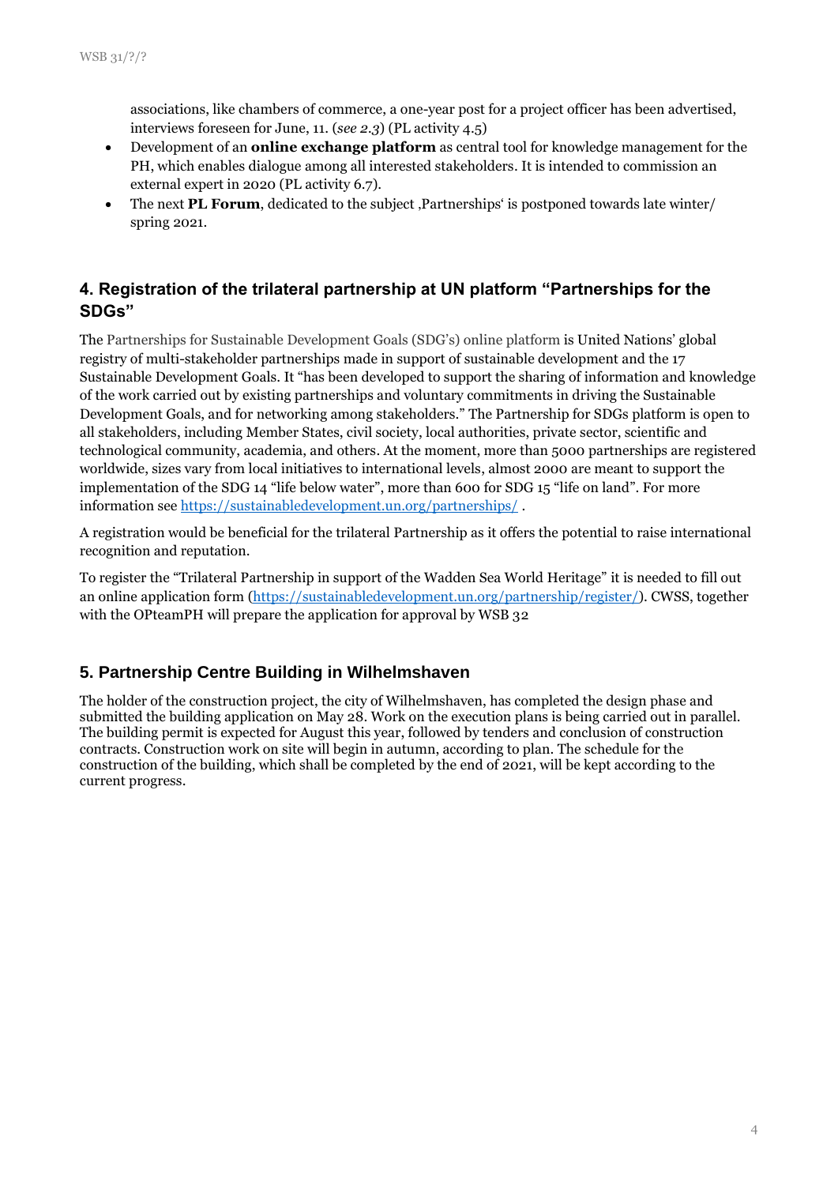associations, like chambers of commerce, a one-year post for a project officer has been advertised, interviews foreseen for June, 11. (*see 2.3*) (PL activity 4.5)

- Development of an **online exchange platform** as central tool for knowledge management for the PH, which enables dialogue among all interested stakeholders. It is intended to commission an external expert in 2020 (PL activity 6.7).
- The next **PL Forum**, dedicated to the subject ‚Partnerships' is postponed towards late winter/ spring 2021.

## 4. Registration of the trilateral partnership at UN platform "Partnerships for the SDGs"

The Partnerships for Sustainable Development Goals (SDG's) online platform is United Nations' global registry of multi-stakeholder partnerships made in support of sustainable development and the 17 Sustainable Development Goals. It "has been developed to support the sharing of information and knowledge of the work carried out by existing partnerships and voluntary commitments in driving the Sustainable Development Goals, and for networking among stakeholders." The Partnership for SDGs platform is open to all stakeholders, including Member States, civil society, local authorities, private sector, scientific and technological community, academia, and others. At the moment, more than 5000 partnerships are registered worldwide, sizes vary from local initiatives to international levels, almost 2000 are meant to support the implementation of the SDG 14 "life below water", more than 600 for SDG 15 "life on land". For more information see https://sustainabledevelopment.un.org/partnerships/ .

A registration would be beneficial for the trilateral Partnership as it offers the potential to raise international recognition and reputation.

To register the "Trilateral Partnership in support of the Wadden Sea World Heritage" it is needed to fill out an online application form (https://sustainabledevelopment.un.org/partnership/register/). CWSS, together with the OPteamPH will prepare the application for approval by WSB 32

## 5. Partnership Centre Building in Wilhelmshaven

The holder of the construction project, the city of Wilhelmshaven, has completed the design phase and submitted the building application on May 28. Work on the execution plans is being carried out in parallel. The building permit is expected for August this year, followed by tenders and conclusion of construction contracts. Construction work on site will begin in autumn, according to plan. The schedule for the construction of the building, which shall be completed by the end of 2021, will be kept according to the current progress.